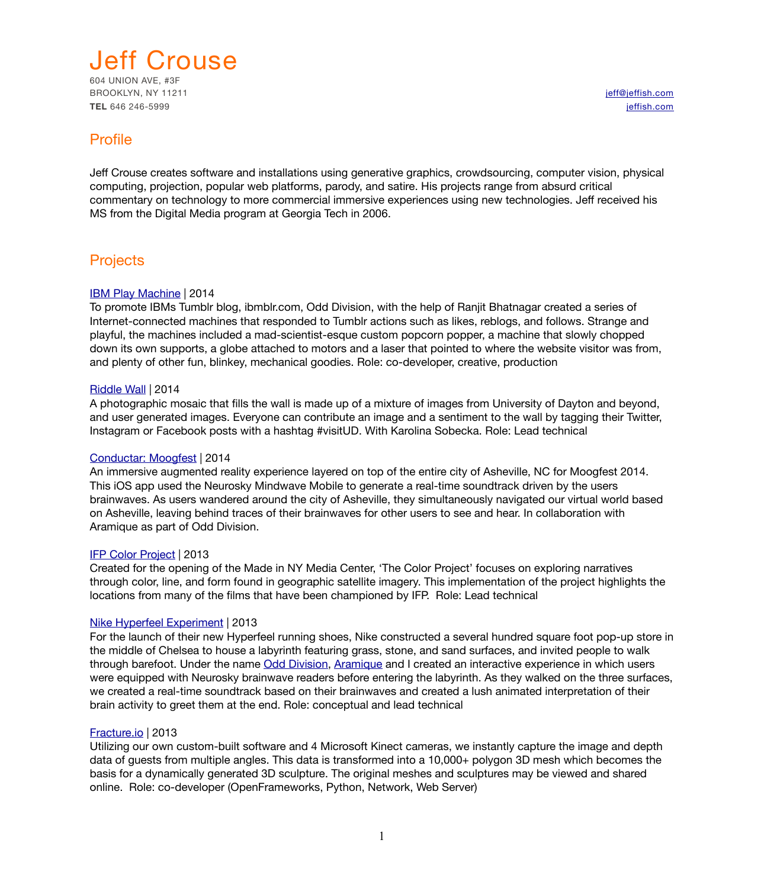# Jeff Crouse

604 UNION AVE, #3F
BROOKLYN, NY 11211
**TEL** 646 246-5999

jeff@jeffish.com
jeffish.com

## Profile

Jeff Crouse creates software and installations using generative graphics, crowdsourcing, computer vision, physical computing, projection, popular web platforms, parody, and satire. His projects range from absurd critical commentary on technology to more commercial immersive experiences using new technologies. Jeff received his MS from the Digital Media program at Georgia Tech in 2006.

## Projects

IBM Play Machine | 2014
To promote IBMs Tumblr blog, ibmblr.com, Odd Division, with the help of Ranjit Bhatnagar created a series of Internet-connected machines that responded to Tumblr actions such as likes, reblogs, and follows. Strange and playful, the machines included a mad-scientist-esque custom popcorn popper, a machine that slowly chopped down its own supports, a globe attached to motors and a laser that pointed to where the website visitor was from, and plenty of other fun, blinkey, mechanical goodies. Role: co-developer, creative, production

Riddle Wall | 2014
A photographic mosaic that fills the wall is made up of a mixture of images from University of Dayton and beyond, and user generated images. Everyone can contribute an image and a sentiment to the wall by tagging their Twitter, Instagram or Facebook posts with a hashtag #visitUD. With Karolina Sobecka. Role: Lead technical

Conductar: Moogfest | 2014
An immersive augmented reality experience layered on top of the entire city of Asheville, NC for Moogfest 2014. This iOS app used the Neurosky Mindwave Mobile to generate a real-time soundtrack driven by the users brainwaves. As users wandered around the city of Asheville, they simultaneously navigated our virtual world based on Asheville, leaving behind traces of their brainwaves for other users to see and hear. In collaboration with Aramique as part of Odd Division.

IFP Color Project | 2013
Created for the opening of the Made in NY Media Center, 'The Color Project' focuses on exploring narratives through color, line, and form found in geographic satellite imagery. This implementation of the project highlights the locations from many of the films that have been championed by IFP. Role: Lead technical

Nike Hyperfeel Experiment | 2013
For the launch of their new Hyperfeel running shoes, Nike constructed a several hundred square foot pop-up store in the middle of Chelsea to house a labyrinth featuring grass, stone, and sand surfaces, and invited people to walk through barefoot. Under the name Odd Division, Aramique and I created an interactive experience in which users were equipped with Neurosky brainwave readers before entering the labyrinth. As they walked on the three surfaces, we created a real-time soundtrack based on their brainwaves and created a lush animated interpretation of their brain activity to greet them at the end. Role: conceptual and lead technical

Fracture.io | 2013
Utilizing our own custom-built software and 4 Microsoft Kinect cameras, we instantly capture the image and depth data of guests from multiple angles. This data is transformed into a 10,000+ polygon 3D mesh which becomes the basis for a dynamically generated 3D sculpture. The original meshes and sculptures may be viewed and shared online. Role: co-developer (OpenFrameworks, Python, Network, Web Server)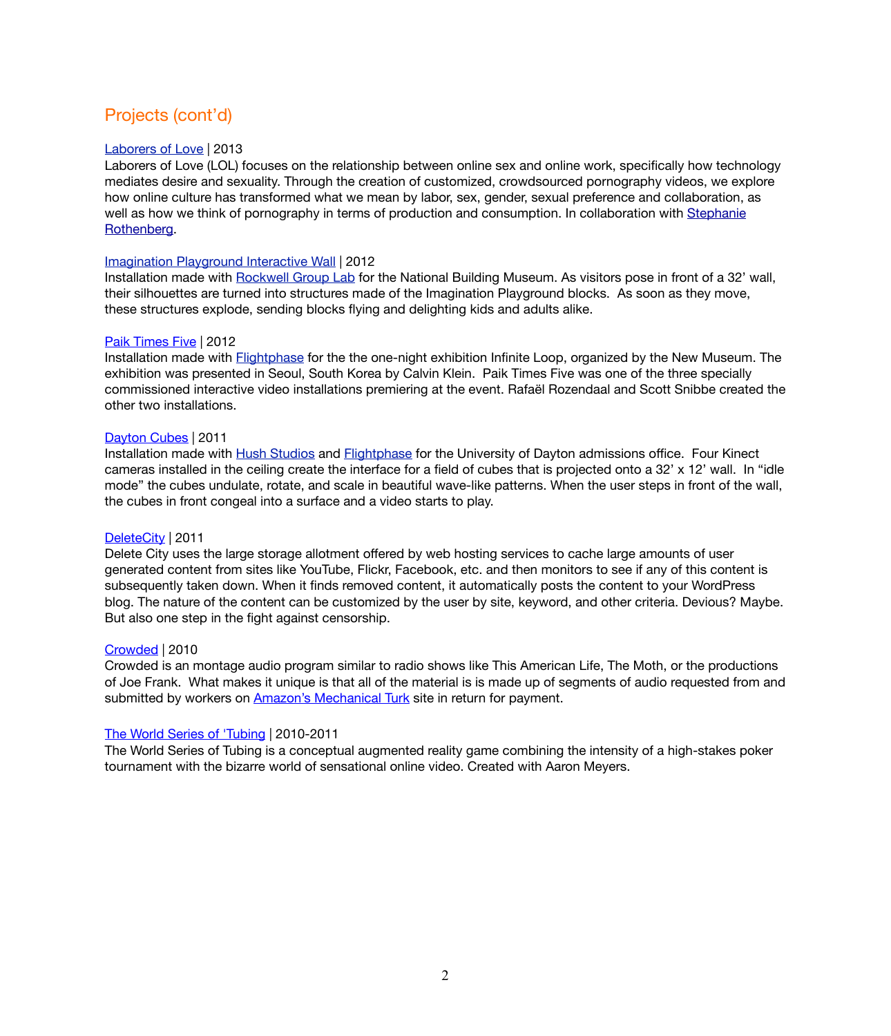## Projects (cont'd)

Laborers of Love | 2013
Laborers of Love (LOL) focuses on the relationship between online sex and online work, specifically how technology mediates desire and sexuality. Through the creation of customized, crowdsourced pornography videos, we explore how online culture has transformed what we mean by labor, sex, gender, sexual preference and collaboration, as well as how we think of pornography in terms of production and consumption. In collaboration with Stephanie Rothenberg.

Imagination Playground Interactive Wall | 2012
Installation made with Rockwell Group Lab for the National Building Museum. As visitors pose in front of a 32' wall, their silhouettes are turned into structures made of the Imagination Playground blocks. As soon as they move, these structures explode, sending blocks flying and delighting kids and adults alike.

Paik Times Five | 2012
Installation made with Flightphase for the the one-night exhibition Infinite Loop, organized by the New Museum. The exhibition was presented in Seoul, South Korea by Calvin Klein. Paik Times Five was one of the three specially commissioned interactive video installations premiering at the event. Rafaël Rozendaal and Scott Snibbe created the other two installations.

Dayton Cubes | 2011
Installation made with Hush Studios and Flightphase for the University of Dayton admissions office. Four Kinect cameras installed in the ceiling create the interface for a field of cubes that is projected onto a 32' x 12' wall. In "idle mode" the cubes undulate, rotate, and scale in beautiful wave-like patterns. When the user steps in front of the wall, the cubes in front congeal into a surface and a video starts to play.

DeleteCity | 2011
Delete City uses the large storage allotment offered by web hosting services to cache large amounts of user generated content from sites like YouTube, Flickr, Facebook, etc. and then monitors to see if any of this content is subsequently taken down. When it finds removed content, it automatically posts the content to your WordPress blog. The nature of the content can be customized by the user by site, keyword, and other criteria. Devious? Maybe. But also one step in the fight against censorship.

Crowded | 2010
Crowded is an montage audio program similar to radio shows like This American Life, The Moth, or the productions of Joe Frank. What makes it unique is that all of the material is is made up of segments of audio requested from and submitted by workers on Amazon's Mechanical Turk site in return for payment.

The World Series of 'Tubing | 2010-2011
The World Series of Tubing is a conceptual augmented reality game combining the intensity of a high-stakes poker tournament with the bizarre world of sensational online video. Created with Aaron Meyers.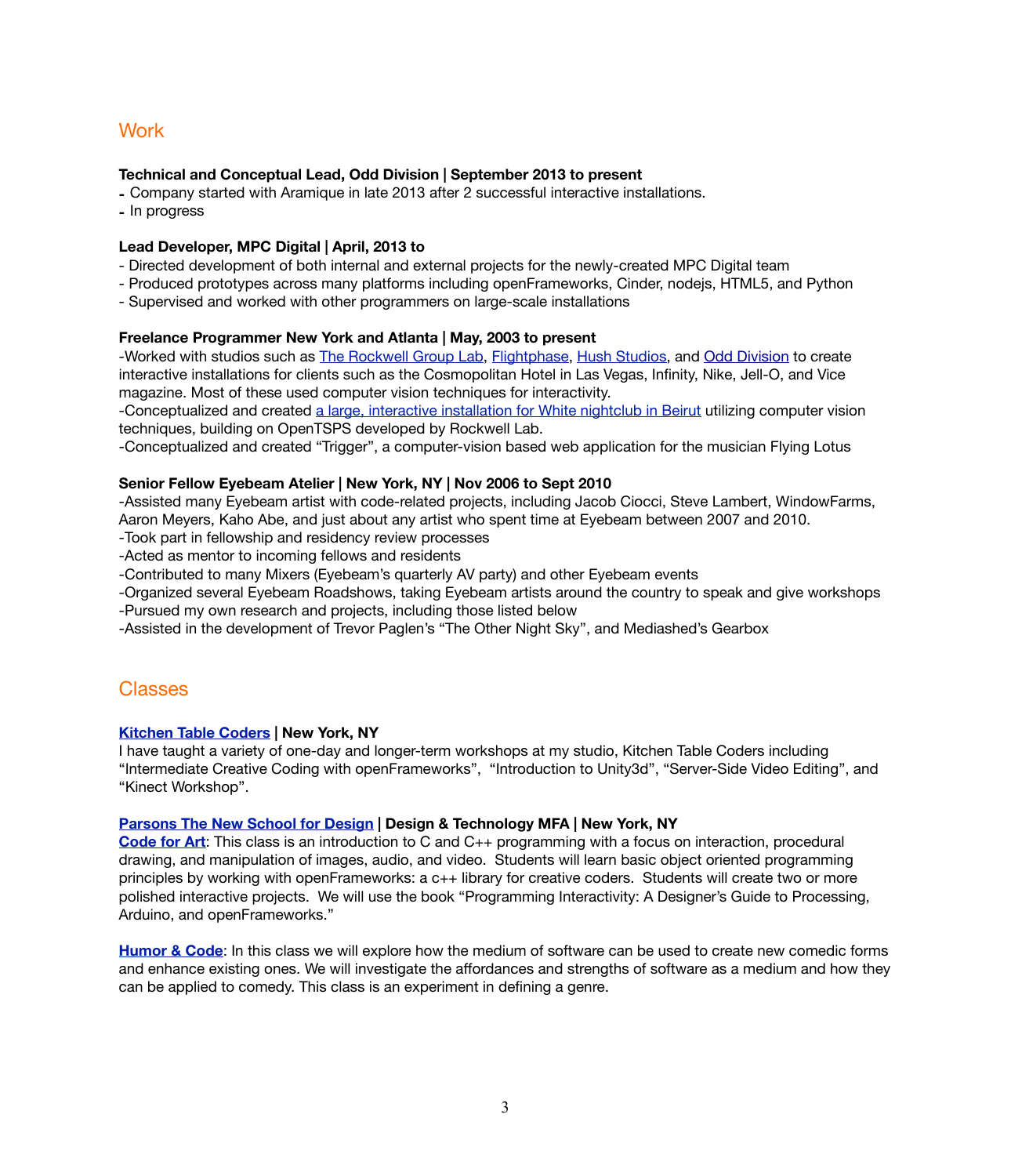## Work

**Technical and Conceptual Lead, Odd Division | September 2013 to present**

- Company started with Aramique in late 2013 after 2 successful interactive installations.
- In progress

**Lead Developer, MPC Digital | April, 2013 to**

- Directed development of both internal and external projects for the newly-created MPC Digital team
- Produced prototypes across many platforms including openFrameworks, Cinder, nodejs, HTML5, and Python
- Supervised and worked with other programmers on large-scale installations

**Freelance Programmer New York and Atlanta | May, 2003 to present**

-Worked with studios such as The Rockwell Group Lab, Flightphase, Hush Studios, and Odd Division to create interactive installations for clients such as the Cosmopolitan Hotel in Las Vegas, Infinity, Nike, Jell-O, and Vice magazine. Most of these used computer vision techniques for interactivity.

-Conceptualized and created a large, interactive installation for White nightclub in Beirut utilizing computer vision techniques, building on OpenTSPS developed by Rockwell Lab.

-Conceptualized and created "Trigger", a computer-vision based web application for the musician Flying Lotus

**Senior Fellow Eyebeam Atelier | New York, NY | Nov 2006 to Sept 2010**

-Assisted many Eyebeam artist with code-related projects, including Jacob Ciocci, Steve Lambert, WindowFarms, Aaron Meyers, Kaho Abe, and just about any artist who spent time at Eyebeam between 2007 and 2010.

-Took part in fellowship and residency review processes

-Acted as mentor to incoming fellows and residents

-Contributed to many Mixers (Eyebeam's quarterly AV party) and other Eyebeam events

-Organized several Eyebeam Roadshows, taking Eyebeam artists around the country to speak and give workshops

-Pursued my own research and projects, including those listed below

-Assisted in the development of Trevor Paglen's "The Other Night Sky", and Mediashed's Gearbox

## Classes

**Kitchen Table Coders | New York, NY**

I have taught a variety of one-day and longer-term workshops at my studio, Kitchen Table Coders including "Intermediate Creative Coding with openFrameworks", "Introduction to Unity3d", "Server-Side Video Editing", and "Kinect Workshop".

**Parsons The New School for Design | Design & Technology MFA | New York, NY**

**Code for Art**: This class is an introduction to C and C++ programming with a focus on interaction, procedural drawing, and manipulation of images, audio, and video. Students will learn basic object oriented programming principles by working with openFrameworks: a c++ library for creative coders. Students will create two or more polished interactive projects. We will use the book "Programming Interactivity: A Designer's Guide to Processing, Arduino, and openFrameworks."

**Humor & Code**: In this class we will explore how the medium of software can be used to create new comedic forms and enhance existing ones. We will investigate the affordances and strengths of software as a medium and how they can be applied to comedy. This class is an experiment in defining a genre.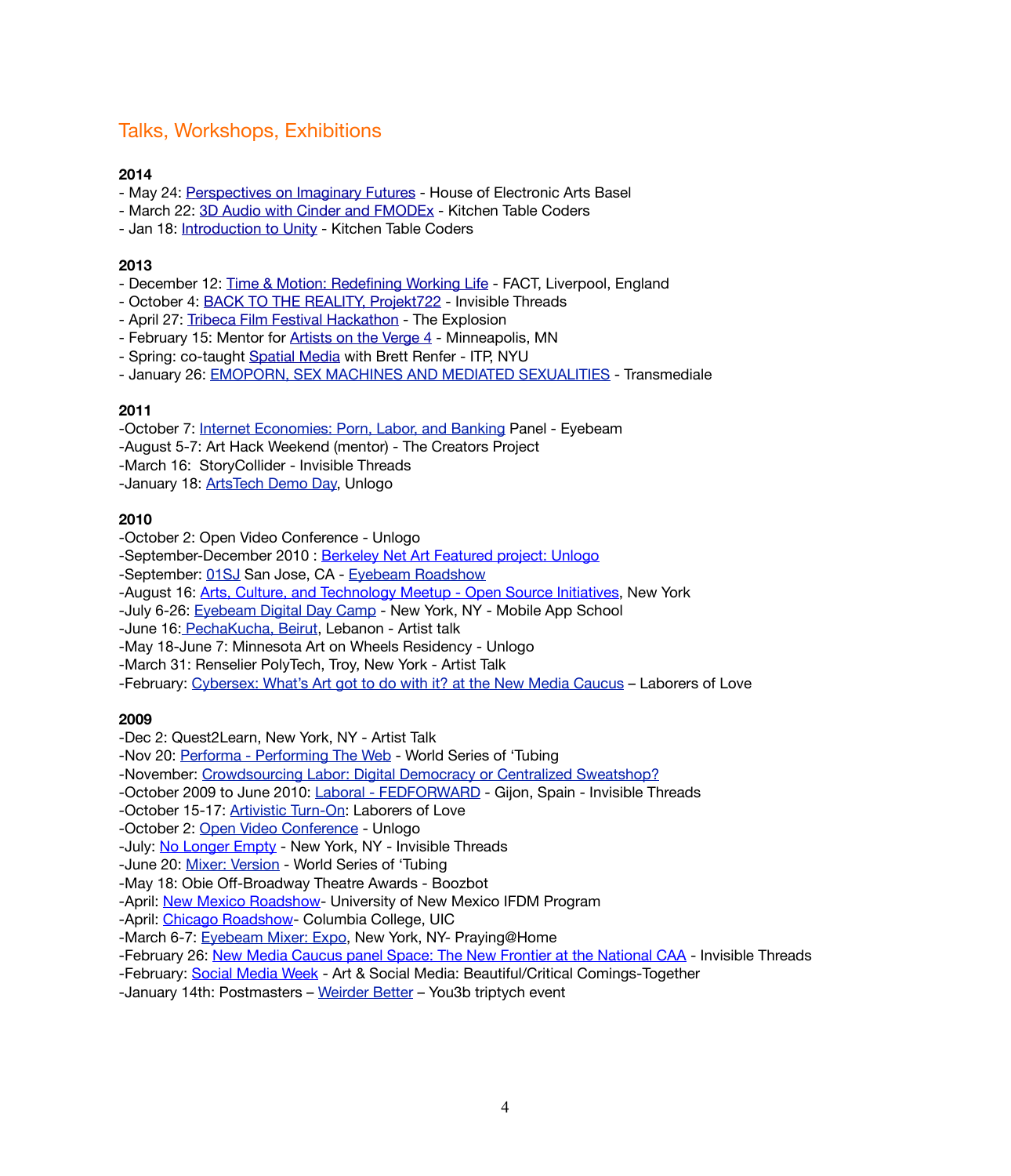## Talks, Workshops, Exhibitions

**2014**

- May 24: Perspectives on Imaginary Futures - House of Electronic Arts Basel
- March 22: 3D Audio with Cinder and FMODEx - Kitchen Table Coders
- Jan 18: Introduction to Unity - Kitchen Table Coders

**2013**

- December 12: Time & Motion: Redefining Working Life - FACT, Liverpool, England
- October 4: BACK TO THE REALITY, Projekt722 - Invisible Threads
- April 27: Tribeca Film Festival Hackathon - The Explosion
- February 15: Mentor for Artists on the Verge 4 - Minneapolis, MN
- Spring: co-taught Spatial Media with Brett Renfer - ITP, NYU
- January 26: EMOPORN, SEX MACHINES AND MEDIATED SEXUALITIES - Transmediale

**2011**

-October 7: Internet Economies: Porn, Labor, and Banking Panel - Eyebeam
-August 5-7: Art Hack Weekend (mentor) - The Creators Project
-March 16: StoryCollider - Invisible Threads
-January 18: ArtsTech Demo Day, Unlogo

**2010**

-October 2: Open Video Conference - Unlogo
-September-December 2010 : Berkeley Net Art Featured project: Unlogo
-September: 01SJ San Jose, CA - Eyebeam Roadshow
-August 16: Arts, Culture, and Technology Meetup - Open Source Initiatives, New York
-July 6-26: Eyebeam Digital Day Camp - New York, NY - Mobile App School
-June 16: PechaKucha, Beirut, Lebanon - Artist talk
-May 18-June 7: Minnesota Art on Wheels Residency - Unlogo
-March 31: Renselier PolyTech, Troy, New York - Artist Talk
-February: Cybersex: What's Art got to do with it? at the New Media Caucus – Laborers of Love

**2009**

-Dec 2: Quest2Learn, New York, NY - Artist Talk
-Nov 20: Performa - Performing The Web - World Series of 'Tubing
-November: Crowdsourcing Labor: Digital Democracy or Centralized Sweatshop?
-October 2009 to June 2010: Laboral - FEDFORWARD - Gijon, Spain - Invisible Threads
-October 15-17: Artivistic Turn-On: Laborers of Love
-October 2: Open Video Conference - Unlogo
-July: No Longer Empty - New York, NY - Invisible Threads
-June 20: Mixer: Version - World Series of 'Tubing
-May 18: Obie Off-Broadway Theatre Awards - Boozbot
-April: New Mexico Roadshow- University of New Mexico IFDM Program
-April: Chicago Roadshow- Columbia College, UIC
-March 6-7: Eyebeam Mixer: Expo, New York, NY- Praying@Home
-February 26: New Media Caucus panel Space: The New Frontier at the National CAA - Invisible Threads
-February: Social Media Week - Art & Social Media: Beautiful/Critical Comings-Together
-January 14th: Postmasters – Weirder Better – You3b triptych event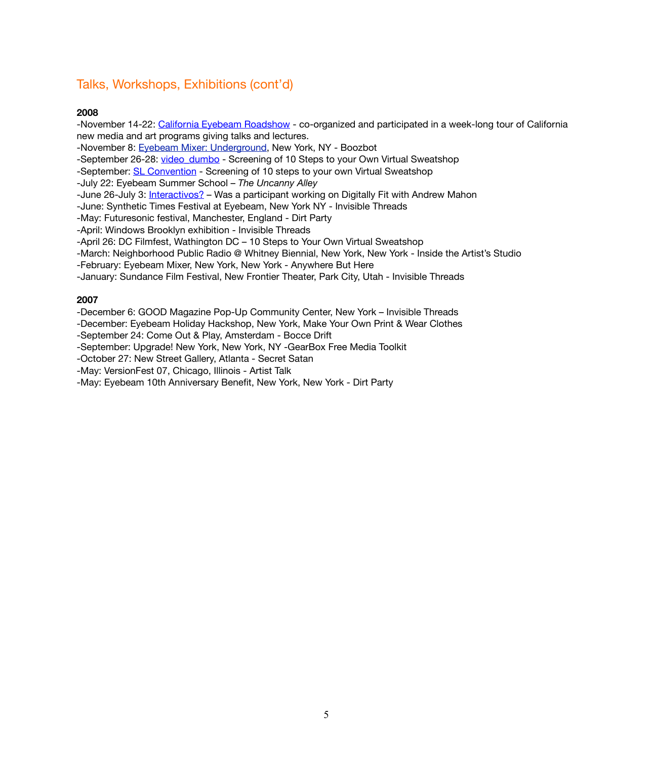## Talks, Workshops, Exhibitions (cont'd)

**2008**

-November 14-22: California Eyebeam Roadshow - co-organized and participated in a week-long tour of California new media and art programs giving talks and lectures.
-November 8: Eyebeam Mixer: Underground, New York, NY - Boozbot
-September 26-28: video_dumbo - Screening of 10 Steps to your Own Virtual Sweatshop
-September: SL Convention - Screening of 10 steps to your own Virtual Sweatshop
-July 22: Eyebeam Summer School – *The Uncanny Alley*
-June 26-July 3: Interactivos? – Was a participant working on Digitally Fit with Andrew Mahon
-June: Synthetic Times Festival at Eyebeam, New York NY - Invisible Threads
-May: Futuresonic festival, Manchester, England - Dirt Party
-April: Windows Brooklyn exhibition - Invisible Threads
-April 26: DC Filmfest, Wathington DC – 10 Steps to Your Own Virtual Sweatshop
-March: Neighborhood Public Radio @ Whitney Biennial, New York, New York - Inside the Artist's Studio
-February: Eyebeam Mixer, New York, New York - Anywhere But Here
-January: Sundance Film Festival, New Frontier Theater, Park City, Utah - Invisible Threads

**2007**

-December 6: GOOD Magazine Pop-Up Community Center, New York – Invisible Threads
-December: Eyebeam Holiday Hackshop, New York, Make Your Own Print & Wear Clothes
-September 24: Come Out & Play, Amsterdam - Bocce Drift
-September: Upgrade! New York, New York, NY -GearBox Free Media Toolkit
-October 27: New Street Gallery, Atlanta - Secret Satan
-May: VersionFest 07, Chicago, Illinois - Artist Talk
-May: Eyebeam 10th Anniversary Benefit, New York, New York - Dirt Party